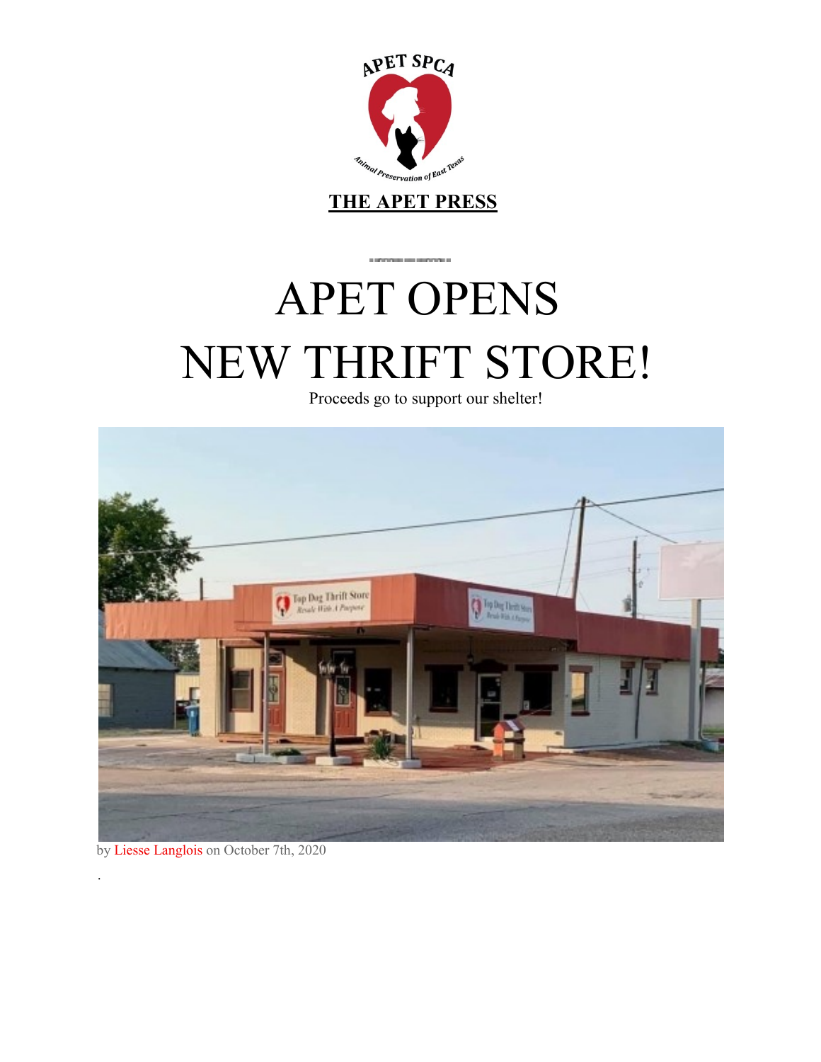**THE APET PRESS**

# APET OPENS NEW THRIFT STORE!

Proceeds go to support our shelter!

by Liesse Langlois on October 7th, 2020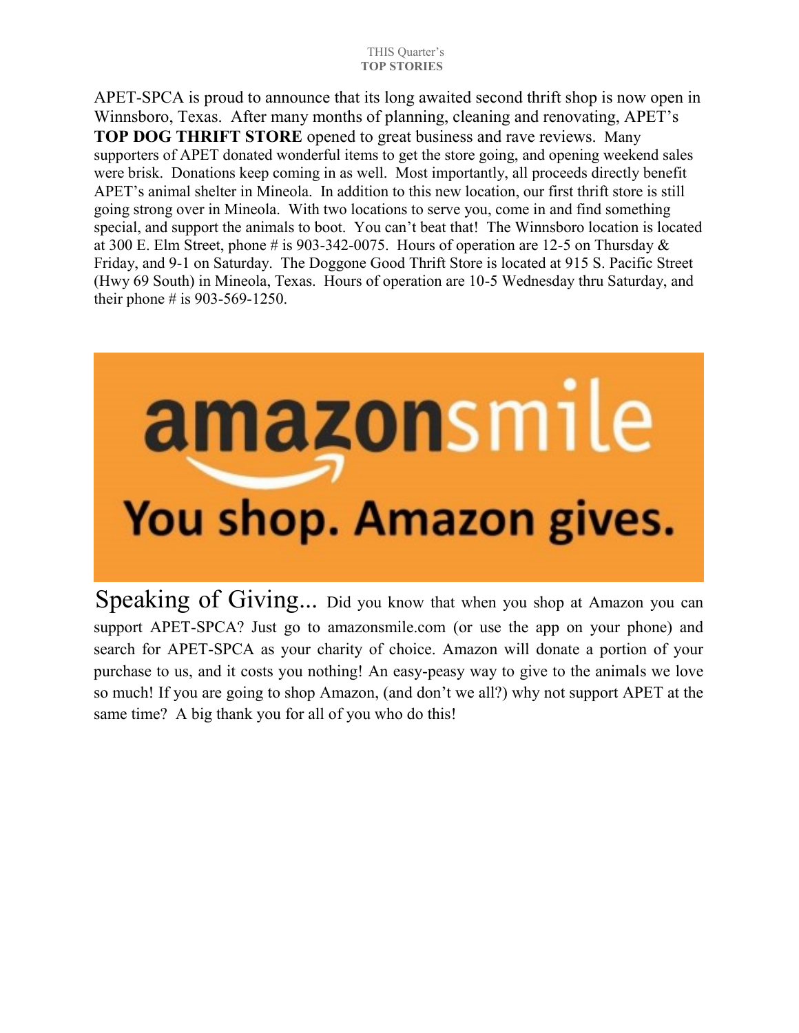THIS Quarter's
**TOP STORIES**

APET-SPCA is proud to announce that its long awaited second thrift shop is now open in Winnsboro, Texas. After many months of planning, cleaning and renovating, APET's **TOP DOG THRIFT STORE** opened to great business and rave reviews. Many supporters of APET donated wonderful items to get the store going, and opening weekend sales were brisk. Donations keep coming in as well. Most importantly, all proceeds directly benefit APET's animal shelter in Mineola. In addition to this new location, our first thrift store is still going strong over in Mineola. With two locations to serve you, come in and find something special, and support the animals to boot. You can't beat that! The Winnsboro location is located at 300 E. Elm Street, phone # is 903-342-0075. Hours of operation are 12-5 on Thursday & Friday, and 9-1 on Saturday. The Doggone Good Thrift Store is located at 915 S. Pacific Street (Hwy 69 South) in Mineola, Texas. Hours of operation are 10-5 Wednesday thru Saturday, and their phone # is 903-569-1250.

amazonsmile

You shop. Amazon gives.

Speaking of Giving... Did you know that when you shop at Amazon you can support APET-SPCA? Just go to amazonsmile.com (or use the app on your phone) and search for APET-SPCA as your charity of choice. Amazon will donate a portion of your purchase to us, and it costs you nothing! An easy-peasy way to give to the animals we love so much! If you are going to shop Amazon, (and don't we all?) why not support APET at the same time? A big thank you for all of you who do this!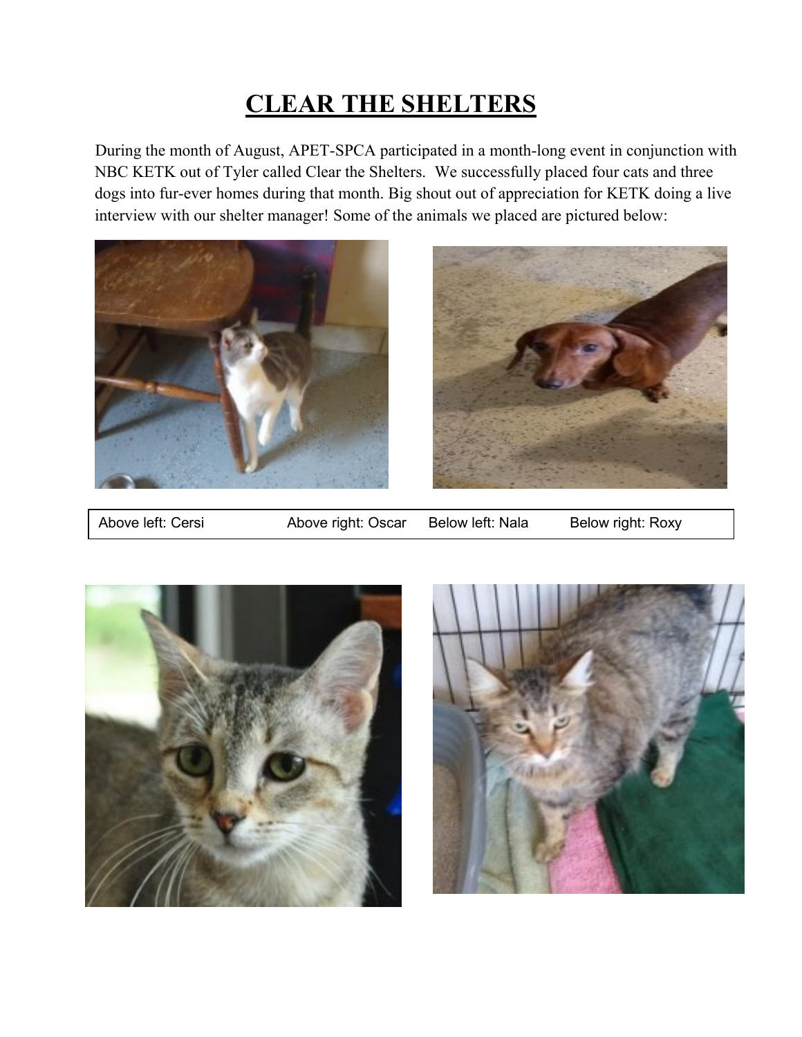# CLEAR THE SHELTERS

During the month of August, APET-SPCA participated in a month-long event in conjunction with NBC KETK out of Tyler called Clear the Shelters. We successfully placed four cats and three dogs into fur-ever homes during that month. Big shout out of appreciation for KETK doing a live interview with our shelter manager! Some of the animals we placed are pictured below:

Above left: Cersi Above right: Oscar Below left: Nala Below right: Roxy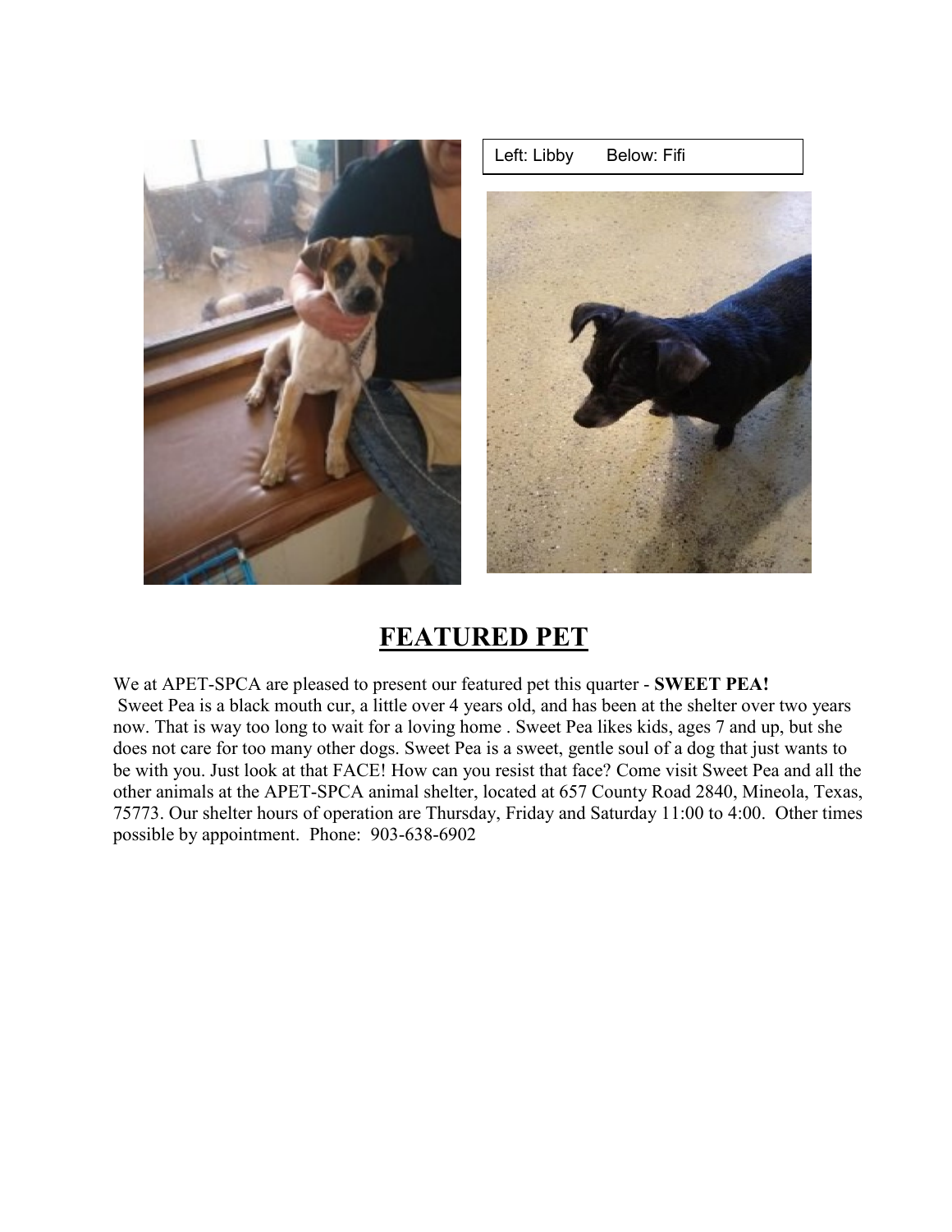Left: Libby Below: Fifi

## FEATURED PET

We at APET-SPCA are pleased to present our featured pet this quarter - **SWEET PEA!**
Sweet Pea is a black mouth cur, a little over 4 years old, and has been at the shelter over two years now. That is way too long to wait for a loving home . Sweet Pea likes kids, ages 7 and up, but she does not care for too many other dogs. Sweet Pea is a sweet, gentle soul of a dog that just wants to be with you. Just look at that FACE! How can you resist that face? Come visit Sweet Pea and all the other animals at the APET-SPCA animal shelter, located at 657 County Road 2840, Mineola, Texas, 75773. Our shelter hours of operation are Thursday, Friday and Saturday 11:00 to 4:00. Other times possible by appointment. Phone: 903-638-6902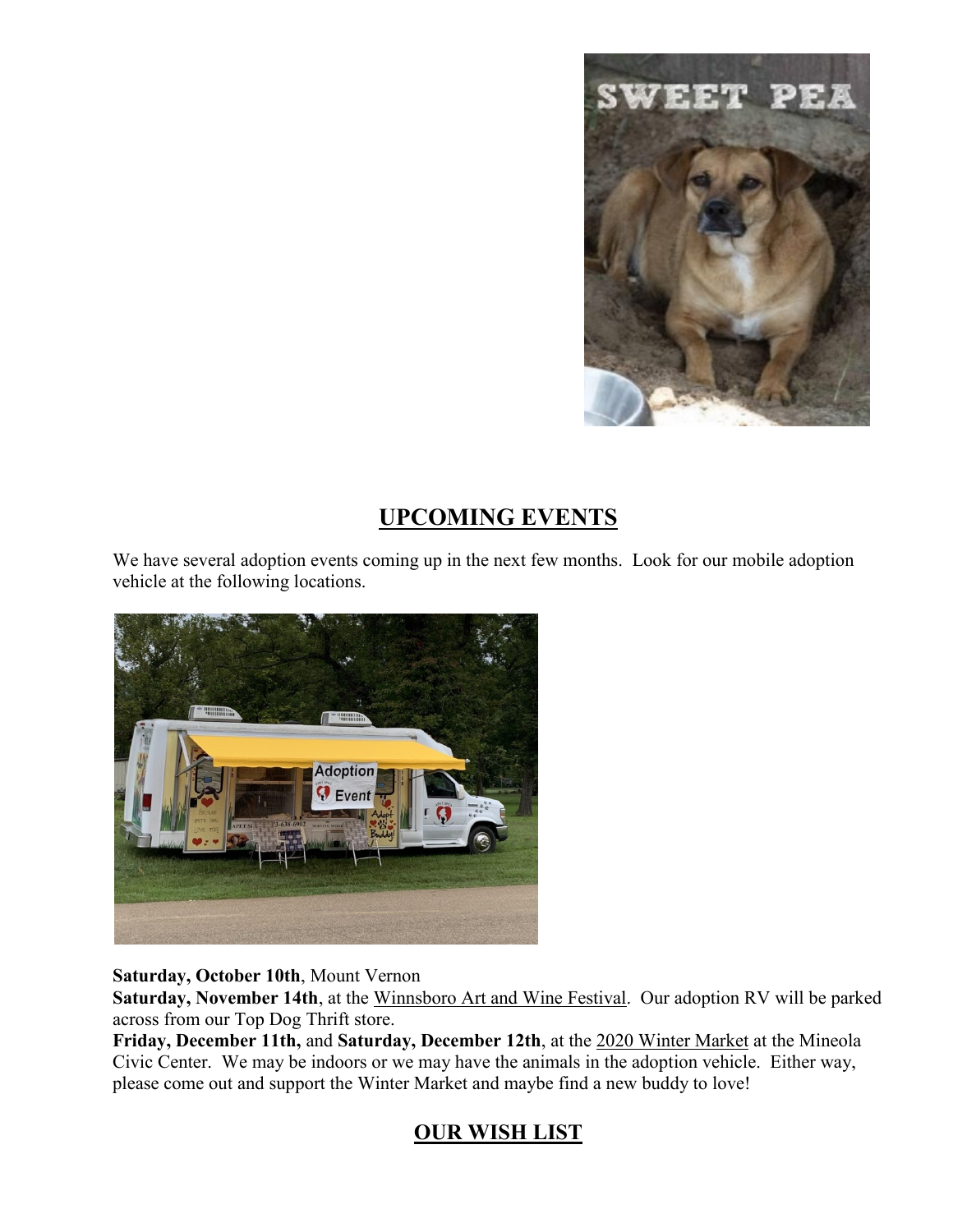## UPCOMING EVENTS

We have several adoption events coming up in the next few months. Look for our mobile adoption vehicle at the following locations.

**Saturday, October 10th**, Mount Vernon
**Saturday, November 14th**, at the Winnsboro Art and Wine Festival. Our adoption RV will be parked across from our Top Dog Thrift store.
**Friday, December 11th,** and **Saturday, December 12th**, at the 2020 Winter Market at the Mineola Civic Center. We may be indoors or we may have the animals in the adoption vehicle. Either way, please come out and support the Winter Market and maybe find a new buddy to love!

## OUR WISH LIST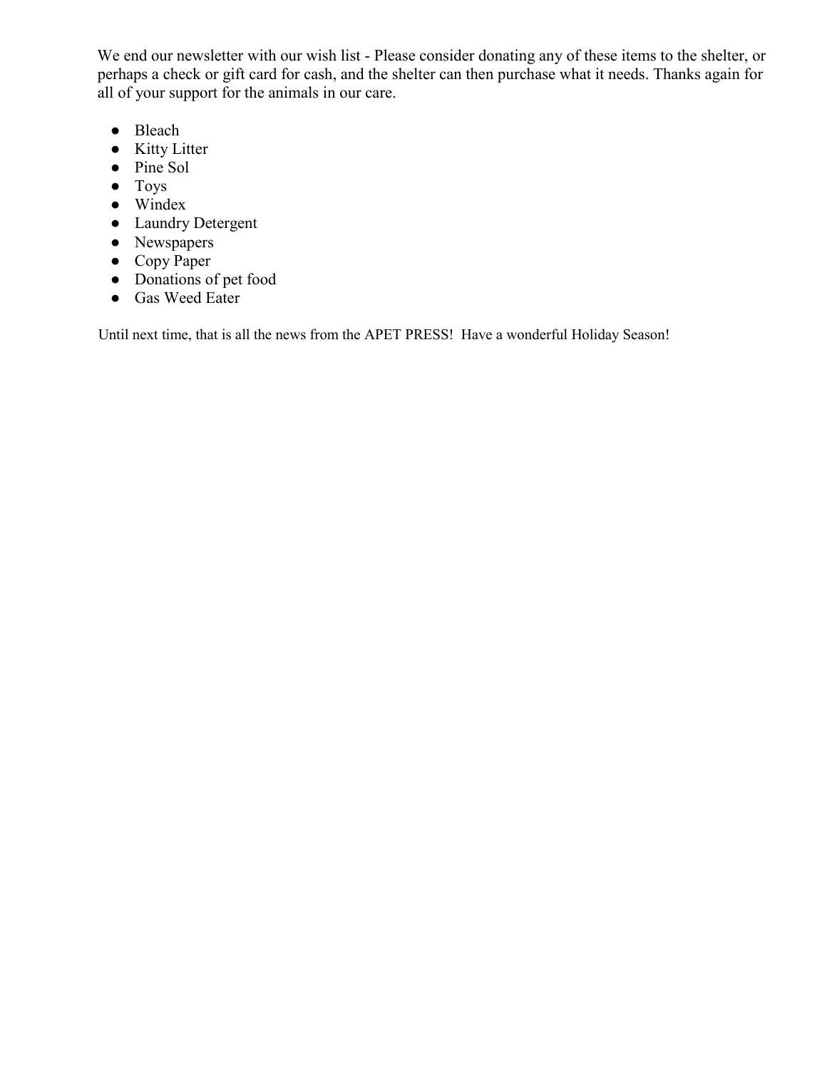We end our newsletter with our wish list - Please consider donating any of these items to the shelter, or perhaps a check or gift card for cash, and the shelter can then purchase what it needs. Thanks again for all of your support for the animals in our care.

- Bleach
- Kitty Litter
- Pine Sol
- Toys
- Windex
- Laundry Detergent
- Newspapers
- Copy Paper
- Donations of pet food
- Gas Weed Eater

Until next time, that is all the news from the APET PRESS!  Have a wonderful Holiday Season!